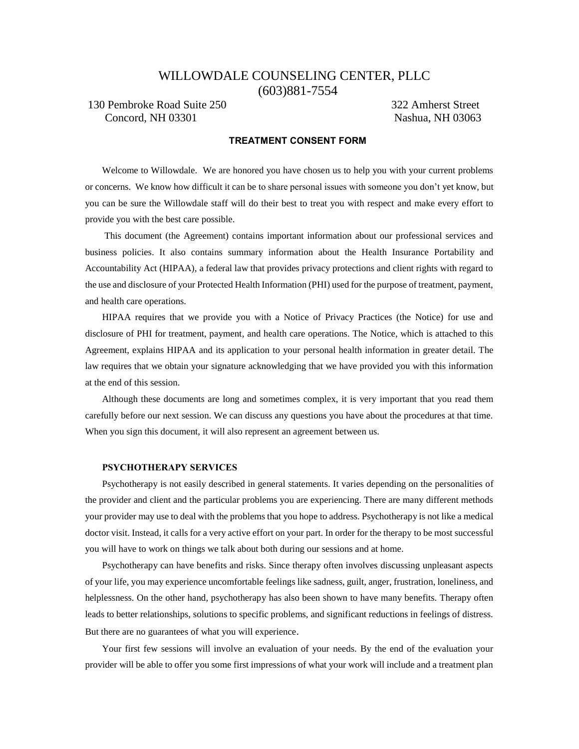# WILLOWDALE COUNSELING CENTER, PLLC

(603)881-7554

130 Pembroke Road Suite 250
Concord, NH 03301

322 Amherst Street
Nashua, NH 03063

## TREATMENT CONSENT FORM

Welcome to Willowdale. We are honored you have chosen us to help you with your current problems or concerns. We know how difficult it can be to share personal issues with someone you don't yet know, but you can be sure the Willowdale staff will do their best to treat you with respect and make every effort to provide you with the best care possible.

This document (the Agreement) contains important information about our professional services and business policies. It also contains summary information about the Health Insurance Portability and Accountability Act (HIPAA), a federal law that provides privacy protections and client rights with regard to the use and disclosure of your Protected Health Information (PHI) used for the purpose of treatment, payment, and health care operations.

HIPAA requires that we provide you with a Notice of Privacy Practices (the Notice) for use and disclosure of PHI for treatment, payment, and health care operations. The Notice, which is attached to this Agreement, explains HIPAA and its application to your personal health information in greater detail. The law requires that we obtain your signature acknowledging that we have provided you with this information at the end of this session.

Although these documents are long and sometimes complex, it is very important that you read them carefully before our next session. We can discuss any questions you have about the procedures at that time. When you sign this document, it will also represent an agreement between us.

### PSYCHOTHERAPY SERVICES

Psychotherapy is not easily described in general statements. It varies depending on the personalities of the provider and client and the particular problems you are experiencing. There are many different methods your provider may use to deal with the problems that you hope to address. Psychotherapy is not like a medical doctor visit. Instead, it calls for a very active effort on your part. In order for the therapy to be most successful you will have to work on things we talk about both during our sessions and at home.

Psychotherapy can have benefits and risks. Since therapy often involves discussing unpleasant aspects of your life, you may experience uncomfortable feelings like sadness, guilt, anger, frustration, loneliness, and helplessness. On the other hand, psychotherapy has also been shown to have many benefits. Therapy often leads to better relationships, solutions to specific problems, and significant reductions in feelings of distress. But there are no guarantees of what you will experience.

Your first few sessions will involve an evaluation of your needs. By the end of the evaluation your provider will be able to offer you some first impressions of what your work will include and a treatment plan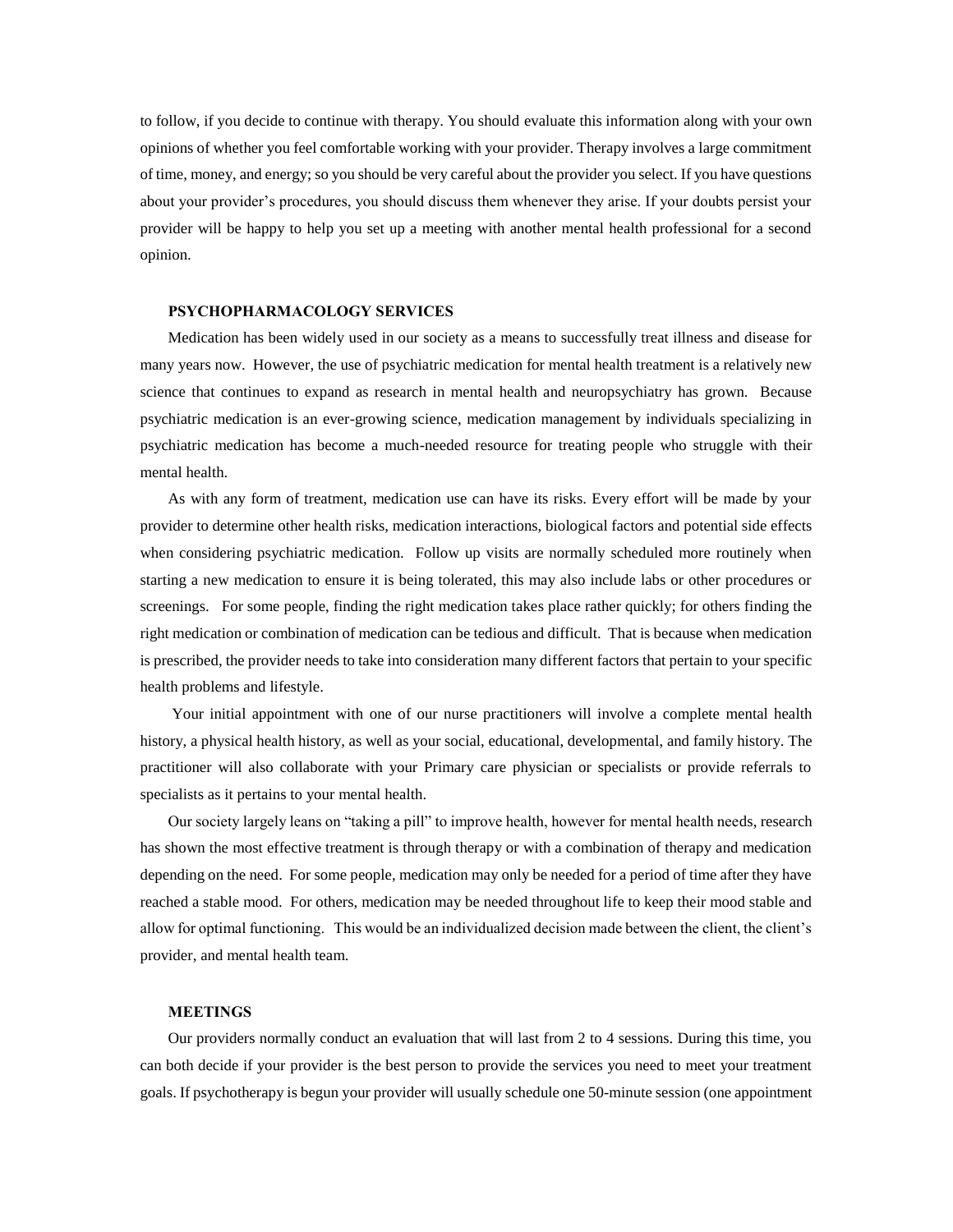to follow, if you decide to continue with therapy. You should evaluate this information along with your own opinions of whether you feel comfortable working with your provider. Therapy involves a large commitment of time, money, and energy; so you should be very careful about the provider you select. If you have questions about your provider's procedures, you should discuss them whenever they arise. If your doubts persist your provider will be happy to help you set up a meeting with another mental health professional for a second opinion.

**PSYCHOPHARMACOLOGY SERVICES**

Medication has been widely used in our society as a means to successfully treat illness and disease for many years now. However, the use of psychiatric medication for mental health treatment is a relatively new science that continues to expand as research in mental health and neuropsychiatry has grown. Because psychiatric medication is an ever-growing science, medication management by individuals specializing in psychiatric medication has become a much-needed resource for treating people who struggle with their mental health.

As with any form of treatment, medication use can have its risks. Every effort will be made by your provider to determine other health risks, medication interactions, biological factors and potential side effects when considering psychiatric medication. Follow up visits are normally scheduled more routinely when starting a new medication to ensure it is being tolerated, this may also include labs or other procedures or screenings. For some people, finding the right medication takes place rather quickly; for others finding the right medication or combination of medication can be tedious and difficult. That is because when medication is prescribed, the provider needs to take into consideration many different factors that pertain to your specific health problems and lifestyle.

Your initial appointment with one of our nurse practitioners will involve a complete mental health history, a physical health history, as well as your social, educational, developmental, and family history. The practitioner will also collaborate with your Primary care physician or specialists or provide referrals to specialists as it pertains to your mental health.

Our society largely leans on "taking a pill" to improve health, however for mental health needs, research has shown the most effective treatment is through therapy or with a combination of therapy and medication depending on the need. For some people, medication may only be needed for a period of time after they have reached a stable mood. For others, medication may be needed throughout life to keep their mood stable and allow for optimal functioning. This would be an individualized decision made between the client, the client's provider, and mental health team.

**MEETINGS**

Our providers normally conduct an evaluation that will last from 2 to 4 sessions. During this time, you can both decide if your provider is the best person to provide the services you need to meet your treatment goals. If psychotherapy is begun your provider will usually schedule one 50-minute session (one appointment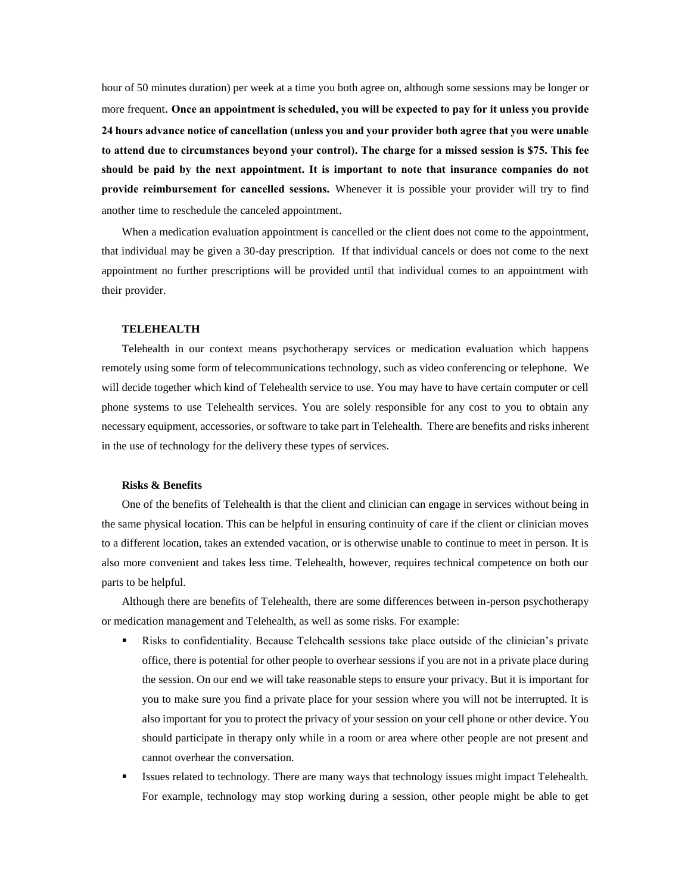hour of 50 minutes duration) per week at a time you both agree on, although some sessions may be longer or more frequent. **Once an appointment is scheduled, you will be expected to pay for it unless you provide 24 hours advance notice of cancellation (unless you and your provider both agree that you were unable to attend due to circumstances beyond your control). The charge for a missed session is $75. This fee should be paid by the next appointment. It is important to note that insurance companies do not provide reimbursement for cancelled sessions.** Whenever it is possible your provider will try to find another time to reschedule the canceled appointment.

When a medication evaluation appointment is cancelled or the client does not come to the appointment, that individual may be given a 30-day prescription. If that individual cancels or does not come to the next appointment no further prescriptions will be provided until that individual comes to an appointment with their provider.

**TELEHEALTH**

Telehealth in our context means psychotherapy services or medication evaluation which happens remotely using some form of telecommunications technology, such as video conferencing or telephone. We will decide together which kind of Telehealth service to use. You may have to have certain computer or cell phone systems to use Telehealth services. You are solely responsible for any cost to you to obtain any necessary equipment, accessories, or software to take part in Telehealth. There are benefits and risks inherent in the use of technology for the delivery these types of services.

**Risks & Benefits**

One of the benefits of Telehealth is that the client and clinician can engage in services without being in the same physical location. This can be helpful in ensuring continuity of care if the client or clinician moves to a different location, takes an extended vacation, or is otherwise unable to continue to meet in person. It is also more convenient and takes less time. Telehealth, however, requires technical competence on both our parts to be helpful.

Although there are benefits of Telehealth, there are some differences between in-person psychotherapy or medication management and Telehealth, as well as some risks. For example:

- Risks to confidentiality. Because Telehealth sessions take place outside of the clinician's private office, there is potential for other people to overhear sessions if you are not in a private place during the session. On our end we will take reasonable steps to ensure your privacy. But it is important for you to make sure you find a private place for your session where you will not be interrupted. It is also important for you to protect the privacy of your session on your cell phone or other device. You should participate in therapy only while in a room or area where other people are not present and cannot overhear the conversation.
- Issues related to technology. There are many ways that technology issues might impact Telehealth. For example, technology may stop working during a session, other people might be able to get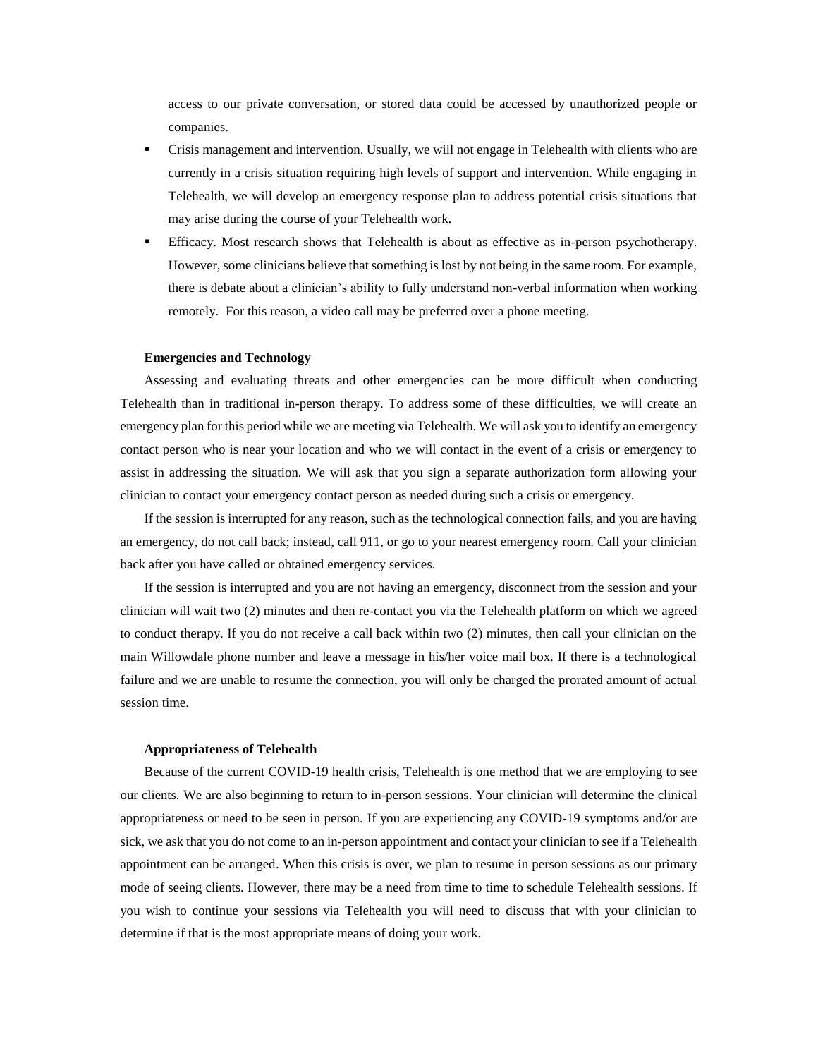access to our private conversation, or stored data could be accessed by unauthorized people or companies.

- Crisis management and intervention. Usually, we will not engage in Telehealth with clients who are currently in a crisis situation requiring high levels of support and intervention. While engaging in Telehealth, we will develop an emergency response plan to address potential crisis situations that may arise during the course of your Telehealth work.
- Efficacy. Most research shows that Telehealth is about as effective as in-person psychotherapy. However, some clinicians believe that something is lost by not being in the same room. For example, there is debate about a clinician's ability to fully understand non-verbal information when working remotely. For this reason, a video call may be preferred over a phone meeting.

**Emergencies and Technology**

Assessing and evaluating threats and other emergencies can be more difficult when conducting Telehealth than in traditional in-person therapy. To address some of these difficulties, we will create an emergency plan for this period while we are meeting via Telehealth. We will ask you to identify an emergency contact person who is near your location and who we will contact in the event of a crisis or emergency to assist in addressing the situation. We will ask that you sign a separate authorization form allowing your clinician to contact your emergency contact person as needed during such a crisis or emergency.

If the session is interrupted for any reason, such as the technological connection fails, and you are having an emergency, do not call back; instead, call 911, or go to your nearest emergency room. Call your clinician back after you have called or obtained emergency services.

If the session is interrupted and you are not having an emergency, disconnect from the session and your clinician will wait two (2) minutes and then re-contact you via the Telehealth platform on which we agreed to conduct therapy. If you do not receive a call back within two (2) minutes, then call your clinician on the main Willowdale phone number and leave a message in his/her voice mail box. If there is a technological failure and we are unable to resume the connection, you will only be charged the prorated amount of actual session time.

**Appropriateness of Telehealth**

Because of the current COVID-19 health crisis, Telehealth is one method that we are employing to see our clients. We are also beginning to return to in-person sessions. Your clinician will determine the clinical appropriateness or need to be seen in person. If you are experiencing any COVID-19 symptoms and/or are sick, we ask that you do not come to an in-person appointment and contact your clinician to see if a Telehealth appointment can be arranged. When this crisis is over, we plan to resume in person sessions as our primary mode of seeing clients. However, there may be a need from time to time to schedule Telehealth sessions. If you wish to continue your sessions via Telehealth you will need to discuss that with your clinician to determine if that is the most appropriate means of doing your work.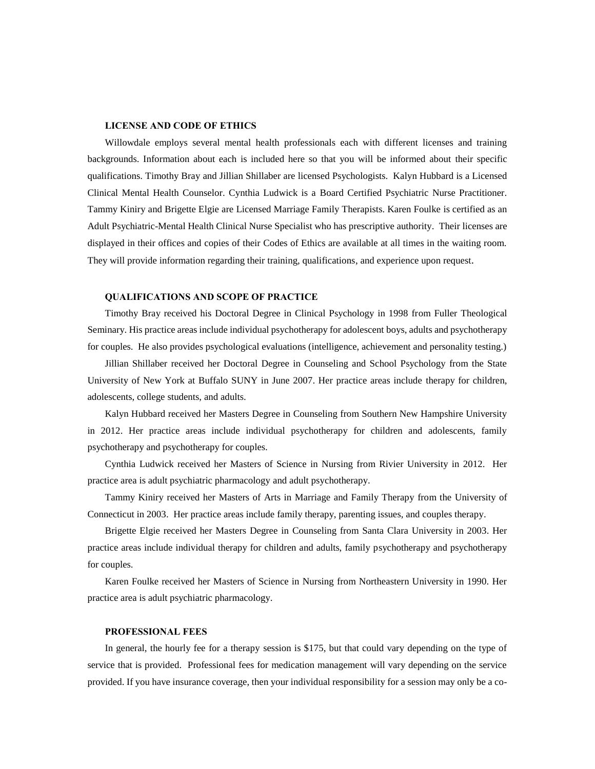### LICENSE AND CODE OF ETHICS

Willowdale employs several mental health professionals each with different licenses and training backgrounds. Information about each is included here so that you will be informed about their specific qualifications. Timothy Bray and Jillian Shillaber are licensed Psychologists. Kalyn Hubbard is a Licensed Clinical Mental Health Counselor. Cynthia Ludwick is a Board Certified Psychiatric Nurse Practitioner. Tammy Kiniry and Brigette Elgie are Licensed Marriage Family Therapists. Karen Foulke is certified as an Adult Psychiatric-Mental Health Clinical Nurse Specialist who has prescriptive authority. Their licenses are displayed in their offices and copies of their Codes of Ethics are available at all times in the waiting room. They will provide information regarding their training, qualifications, and experience upon request.

### QUALIFICATIONS AND SCOPE OF PRACTICE

Timothy Bray received his Doctoral Degree in Clinical Psychology in 1998 from Fuller Theological Seminary. His practice areas include individual psychotherapy for adolescent boys, adults and psychotherapy for couples. He also provides psychological evaluations (intelligence, achievement and personality testing.)

Jillian Shillaber received her Doctoral Degree in Counseling and School Psychology from the State University of New York at Buffalo SUNY in June 2007. Her practice areas include therapy for children, adolescents, college students, and adults.

Kalyn Hubbard received her Masters Degree in Counseling from Southern New Hampshire University in 2012. Her practice areas include individual psychotherapy for children and adolescents, family psychotherapy and psychotherapy for couples.

Cynthia Ludwick received her Masters of Science in Nursing from Rivier University in 2012. Her practice area is adult psychiatric pharmacology and adult psychotherapy.

Tammy Kiniry received her Masters of Arts in Marriage and Family Therapy from the University of Connecticut in 2003. Her practice areas include family therapy, parenting issues, and couples therapy.

Brigette Elgie received her Masters Degree in Counseling from Santa Clara University in 2003. Her practice areas include individual therapy for children and adults, family psychotherapy and psychotherapy for couples.

Karen Foulke received her Masters of Science in Nursing from Northeastern University in 1990. Her practice area is adult psychiatric pharmacology.

### PROFESSIONAL FEES

In general, the hourly fee for a therapy session is $175, but that could vary depending on the type of service that is provided. Professional fees for medication management will vary depending on the service provided. If you have insurance coverage, then your individual responsibility for a session may only be a co-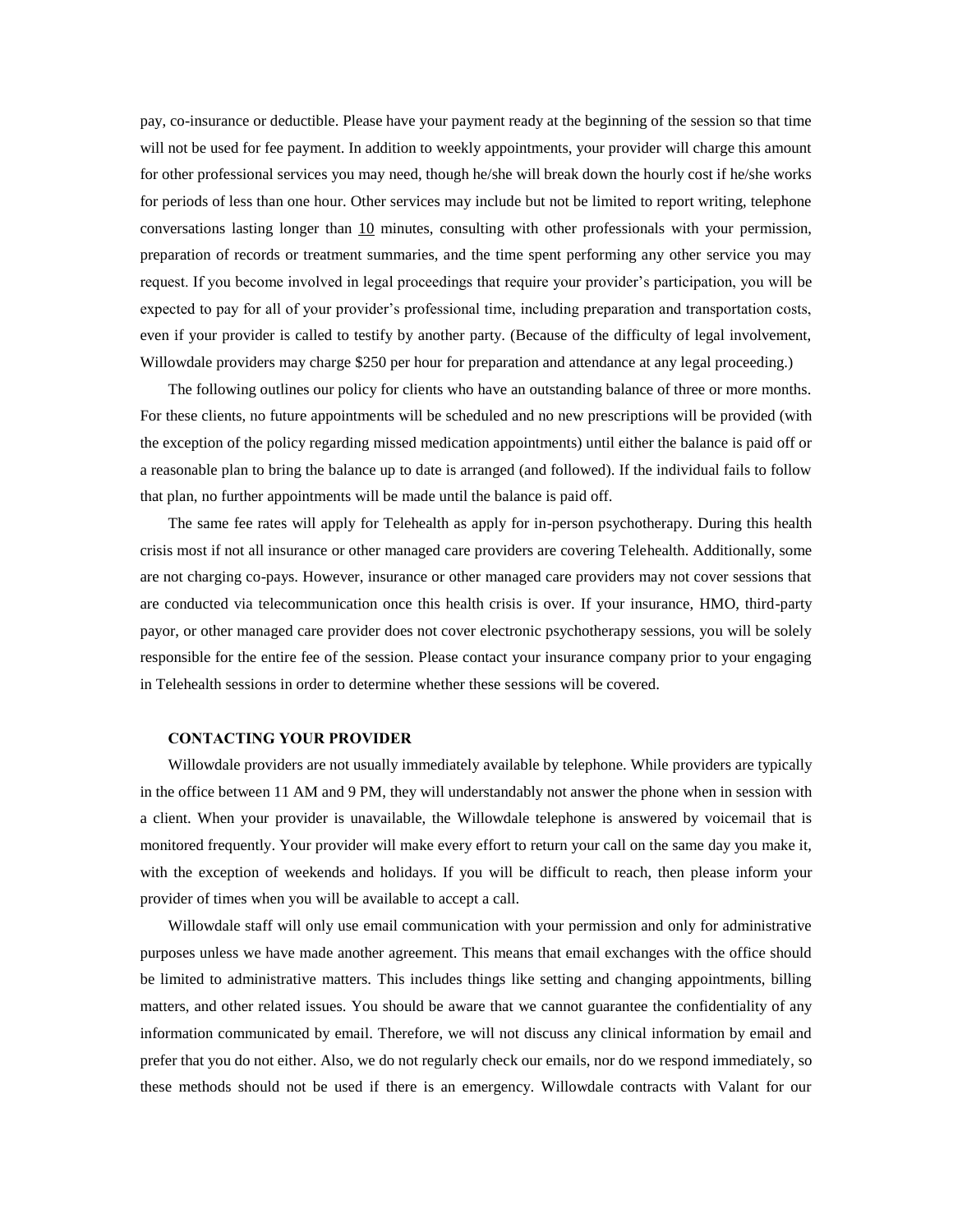pay, co-insurance or deductible. Please have your payment ready at the beginning of the session so that time will not be used for fee payment. In addition to weekly appointments, your provider will charge this amount for other professional services you may need, though he/she will break down the hourly cost if he/she works for periods of less than one hour. Other services may include but not be limited to report writing, telephone conversations lasting longer than 10 minutes, consulting with other professionals with your permission, preparation of records or treatment summaries, and the time spent performing any other service you may request. If you become involved in legal proceedings that require your provider's participation, you will be expected to pay for all of your provider's professional time, including preparation and transportation costs, even if your provider is called to testify by another party. (Because of the difficulty of legal involvement, Willowdale providers may charge $250 per hour for preparation and attendance at any legal proceeding.)

The following outlines our policy for clients who have an outstanding balance of three or more months. For these clients, no future appointments will be scheduled and no new prescriptions will be provided (with the exception of the policy regarding missed medication appointments) until either the balance is paid off or a reasonable plan to bring the balance up to date is arranged (and followed). If the individual fails to follow that plan, no further appointments will be made until the balance is paid off.

The same fee rates will apply for Telehealth as apply for in-person psychotherapy. During this health crisis most if not all insurance or other managed care providers are covering Telehealth. Additionally, some are not charging co-pays. However, insurance or other managed care providers may not cover sessions that are conducted via telecommunication once this health crisis is over. If your insurance, HMO, third-party payor, or other managed care provider does not cover electronic psychotherapy sessions, you will be solely responsible for the entire fee of the session. Please contact your insurance company prior to your engaging in Telehealth sessions in order to determine whether these sessions will be covered.

### CONTACTING YOUR PROVIDER

Willowdale providers are not usually immediately available by telephone. While providers are typically in the office between 11 AM and 9 PM, they will understandably not answer the phone when in session with a client. When your provider is unavailable, the Willowdale telephone is answered by voicemail that is monitored frequently. Your provider will make every effort to return your call on the same day you make it, with the exception of weekends and holidays. If you will be difficult to reach, then please inform your provider of times when you will be available to accept a call.

Willowdale staff will only use email communication with your permission and only for administrative purposes unless we have made another agreement. This means that email exchanges with the office should be limited to administrative matters. This includes things like setting and changing appointments, billing matters, and other related issues. You should be aware that we cannot guarantee the confidentiality of any information communicated by email. Therefore, we will not discuss any clinical information by email and prefer that you do not either. Also, we do not regularly check our emails, nor do we respond immediately, so these methods should not be used if there is an emergency. Willowdale contracts with Valant for our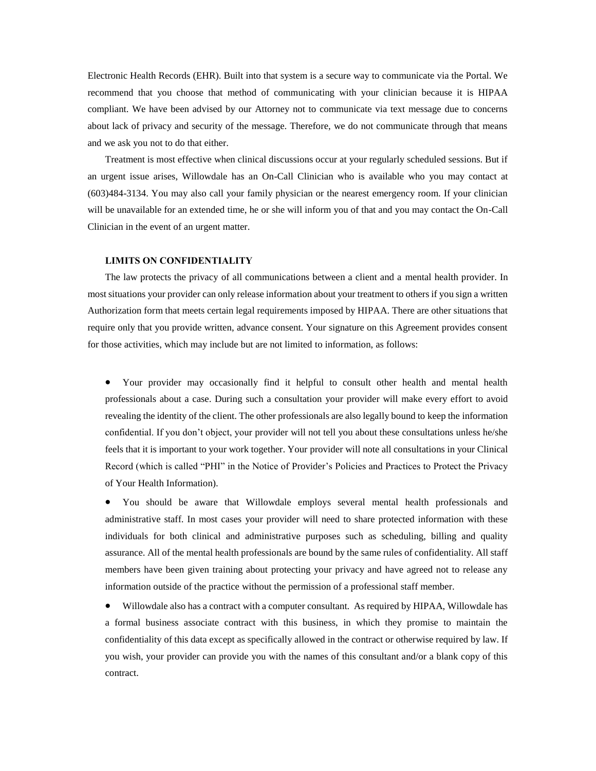Electronic Health Records (EHR). Built into that system is a secure way to communicate via the Portal. We recommend that you choose that method of communicating with your clinician because it is HIPAA compliant. We have been advised by our Attorney not to communicate via text message due to concerns about lack of privacy and security of the message. Therefore, we do not communicate through that means and we ask you not to do that either.

Treatment is most effective when clinical discussions occur at your regularly scheduled sessions. But if an urgent issue arises, Willowdale has an On-Call Clinician who is available who you may contact at (603)484-3134. You may also call your family physician or the nearest emergency room. If your clinician will be unavailable for an extended time, he or she will inform you of that and you may contact the On-Call Clinician in the event of an urgent matter.

**LIMITS ON CONFIDENTIALITY**

The law protects the privacy of all communications between a client and a mental health provider. In most situations your provider can only release information about your treatment to others if you sign a written Authorization form that meets certain legal requirements imposed by HIPAA. There are other situations that require only that you provide written, advance consent. Your signature on this Agreement provides consent for those activities, which may include but are not limited to information, as follows:

- Your provider may occasionally find it helpful to consult other health and mental health professionals about a case. During such a consultation your provider will make every effort to avoid revealing the identity of the client. The other professionals are also legally bound to keep the information confidential. If you don't object, your provider will not tell you about these consultations unless he/she feels that it is important to your work together. Your provider will note all consultations in your Clinical Record (which is called "PHI" in the Notice of Provider's Policies and Practices to Protect the Privacy of Your Health Information).
- You should be aware that Willowdale employs several mental health professionals and administrative staff. In most cases your provider will need to share protected information with these individuals for both clinical and administrative purposes such as scheduling, billing and quality assurance. All of the mental health professionals are bound by the same rules of confidentiality. All staff members have been given training about protecting your privacy and have agreed not to release any information outside of the practice without the permission of a professional staff member.
- Willowdale also has a contract with a computer consultant. As required by HIPAA, Willowdale has a formal business associate contract with this business, in which they promise to maintain the confidentiality of this data except as specifically allowed in the contract or otherwise required by law. If you wish, your provider can provide you with the names of this consultant and/or a blank copy of this contract.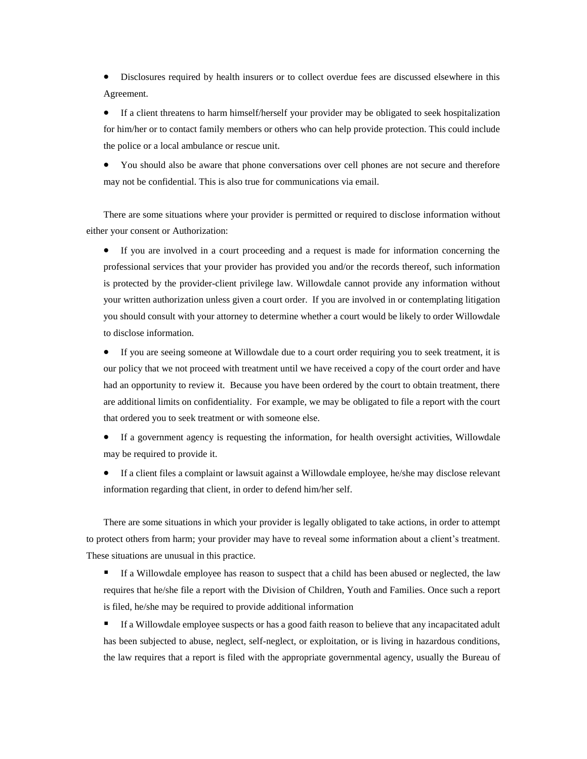- Disclosures required by health insurers or to collect overdue fees are discussed elsewhere in this Agreement.
- If a client threatens to harm himself/herself your provider may be obligated to seek hospitalization for him/her or to contact family members or others who can help provide protection. This could include the police or a local ambulance or rescue unit.
- You should also be aware that phone conversations over cell phones are not secure and therefore may not be confidential. This is also true for communications via email.

There are some situations where your provider is permitted or required to disclose information without either your consent or Authorization:

- If you are involved in a court proceeding and a request is made for information concerning the professional services that your provider has provided you and/or the records thereof, such information is protected by the provider-client privilege law. Willowdale cannot provide any information without your written authorization unless given a court order. If you are involved in or contemplating litigation you should consult with your attorney to determine whether a court would be likely to order Willowdale to disclose information.
- If you are seeing someone at Willowdale due to a court order requiring you to seek treatment, it is our policy that we not proceed with treatment until we have received a copy of the court order and have had an opportunity to review it. Because you have been ordered by the court to obtain treatment, there are additional limits on confidentiality. For example, we may be obligated to file a report with the court that ordered you to seek treatment or with someone else.
- If a government agency is requesting the information, for health oversight activities, Willowdale may be required to provide it.
- If a client files a complaint or lawsuit against a Willowdale employee, he/she may disclose relevant information regarding that client, in order to defend him/her self.

There are some situations in which your provider is legally obligated to take actions, in order to attempt to protect others from harm; your provider may have to reveal some information about a client's treatment. These situations are unusual in this practice.

- If a Willowdale employee has reason to suspect that a child has been abused or neglected, the law requires that he/she file a report with the Division of Children, Youth and Families. Once such a report is filed, he/she may be required to provide additional information
- If a Willowdale employee suspects or has a good faith reason to believe that any incapacitated adult has been subjected to abuse, neglect, self-neglect, or exploitation, or is living in hazardous conditions, the law requires that a report is filed with the appropriate governmental agency, usually the Bureau of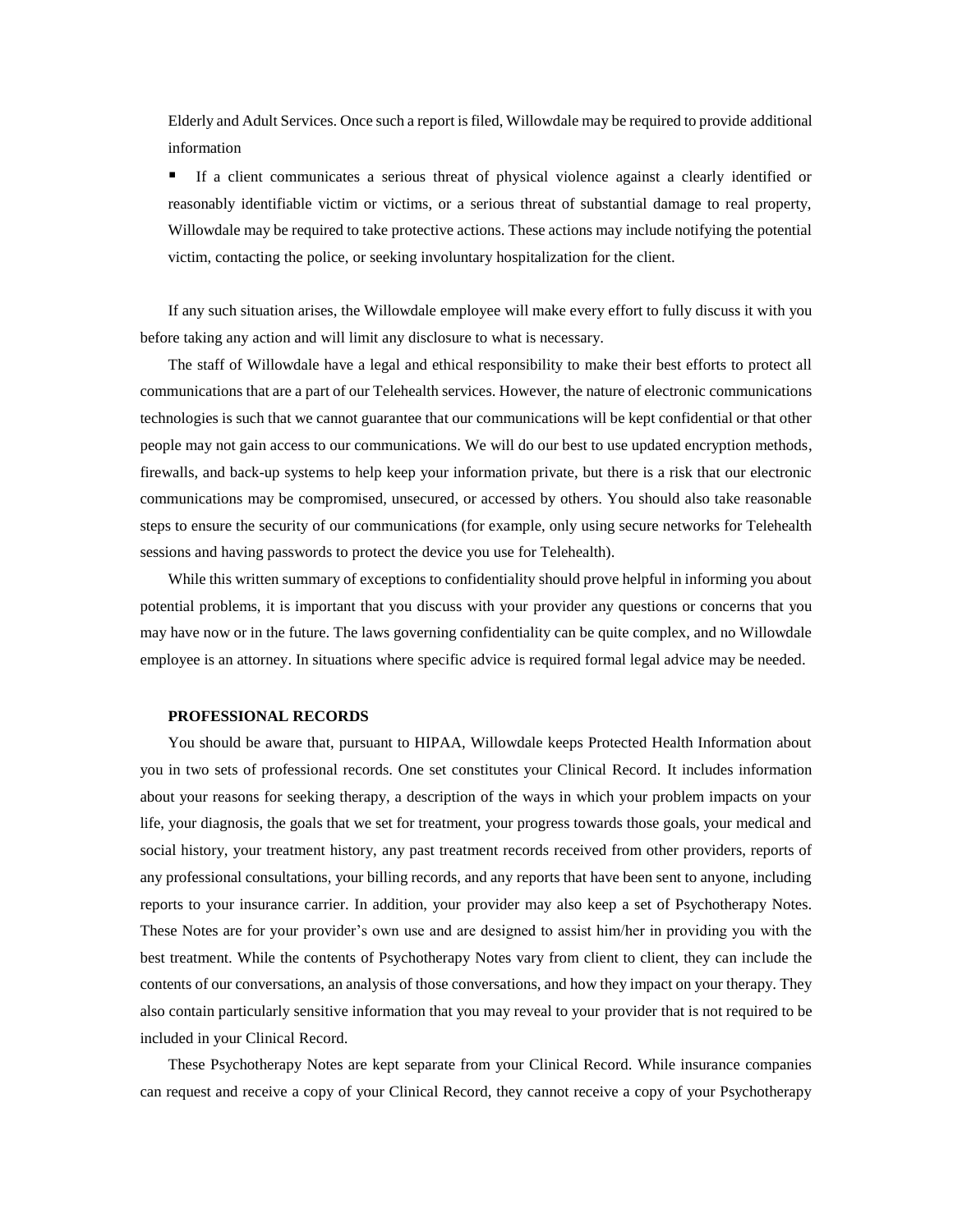Elderly and Adult Services. Once such a report is filed, Willowdale may be required to provide additional information

- If a client communicates a serious threat of physical violence against a clearly identified or reasonably identifiable victim or victims, or a serious threat of substantial damage to real property, Willowdale may be required to take protective actions. These actions may include notifying the potential victim, contacting the police, or seeking involuntary hospitalization for the client.

If any such situation arises, the Willowdale employee will make every effort to fully discuss it with you before taking any action and will limit any disclosure to what is necessary.

The staff of Willowdale have a legal and ethical responsibility to make their best efforts to protect all communications that are a part of our Telehealth services. However, the nature of electronic communications technologies is such that we cannot guarantee that our communications will be kept confidential or that other people may not gain access to our communications. We will do our best to use updated encryption methods, firewalls, and back-up systems to help keep your information private, but there is a risk that our electronic communications may be compromised, unsecured, or accessed by others. You should also take reasonable steps to ensure the security of our communications (for example, only using secure networks for Telehealth sessions and having passwords to protect the device you use for Telehealth).

While this written summary of exceptions to confidentiality should prove helpful in informing you about potential problems, it is important that you discuss with your provider any questions or concerns that you may have now or in the future. The laws governing confidentiality can be quite complex, and no Willowdale employee is an attorney. In situations where specific advice is required formal legal advice may be needed.

**PROFESSIONAL RECORDS**

You should be aware that, pursuant to HIPAA, Willowdale keeps Protected Health Information about you in two sets of professional records. One set constitutes your Clinical Record. It includes information about your reasons for seeking therapy, a description of the ways in which your problem impacts on your life, your diagnosis, the goals that we set for treatment, your progress towards those goals, your medical and social history, your treatment history, any past treatment records received from other providers, reports of any professional consultations, your billing records, and any reports that have been sent to anyone, including reports to your insurance carrier. In addition, your provider may also keep a set of Psychotherapy Notes. These Notes are for your provider's own use and are designed to assist him/her in providing you with the best treatment. While the contents of Psychotherapy Notes vary from client to client, they can include the contents of our conversations, an analysis of those conversations, and how they impact on your therapy. They also contain particularly sensitive information that you may reveal to your provider that is not required to be included in your Clinical Record.

These Psychotherapy Notes are kept separate from your Clinical Record. While insurance companies can request and receive a copy of your Clinical Record, they cannot receive a copy of your Psychotherapy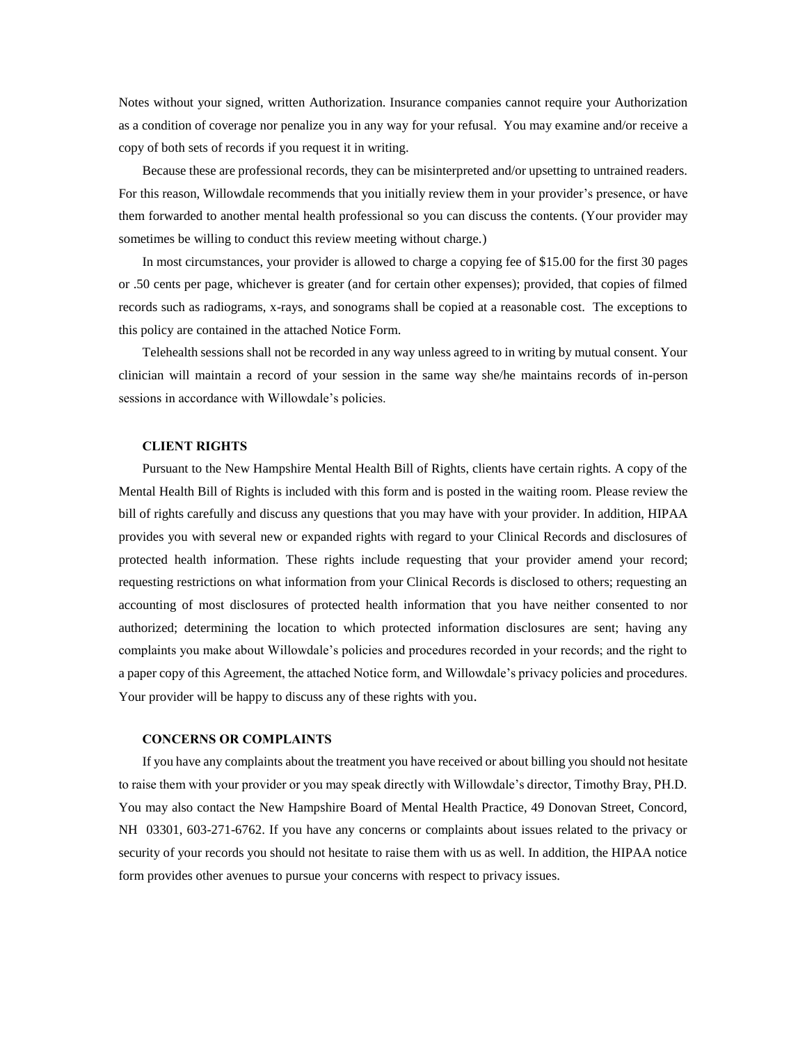Notes without your signed, written Authorization. Insurance companies cannot require your Authorization as a condition of coverage nor penalize you in any way for your refusal. You may examine and/or receive a copy of both sets of records if you request it in writing.

Because these are professional records, they can be misinterpreted and/or upsetting to untrained readers. For this reason, Willowdale recommends that you initially review them in your provider's presence, or have them forwarded to another mental health professional so you can discuss the contents. (Your provider may sometimes be willing to conduct this review meeting without charge.)

In most circumstances, your provider is allowed to charge a copying fee of $15.00 for the first 30 pages or .50 cents per page, whichever is greater (and for certain other expenses); provided, that copies of filmed records such as radiograms, x-rays, and sonograms shall be copied at a reasonable cost. The exceptions to this policy are contained in the attached Notice Form.

Telehealth sessions shall not be recorded in any way unless agreed to in writing by mutual consent. Your clinician will maintain a record of your session in the same way she/he maintains records of in-person sessions in accordance with Willowdale's policies.

**CLIENT RIGHTS**

Pursuant to the New Hampshire Mental Health Bill of Rights, clients have certain rights. A copy of the Mental Health Bill of Rights is included with this form and is posted in the waiting room. Please review the bill of rights carefully and discuss any questions that you may have with your provider. In addition, HIPAA provides you with several new or expanded rights with regard to your Clinical Records and disclosures of protected health information. These rights include requesting that your provider amend your record; requesting restrictions on what information from your Clinical Records is disclosed to others; requesting an accounting of most disclosures of protected health information that you have neither consented to nor authorized; determining the location to which protected information disclosures are sent; having any complaints you make about Willowdale's policies and procedures recorded in your records; and the right to a paper copy of this Agreement, the attached Notice form, and Willowdale's privacy policies and procedures. Your provider will be happy to discuss any of these rights with you.

**CONCERNS OR COMPLAINTS**

If you have any complaints about the treatment you have received or about billing you should not hesitate to raise them with your provider or you may speak directly with Willowdale's director, Timothy Bray, PH.D. You may also contact the New Hampshire Board of Mental Health Practice, 49 Donovan Street, Concord, NH 03301, 603-271-6762. If you have any concerns or complaints about issues related to the privacy or security of your records you should not hesitate to raise them with us as well. In addition, the HIPAA notice form provides other avenues to pursue your concerns with respect to privacy issues.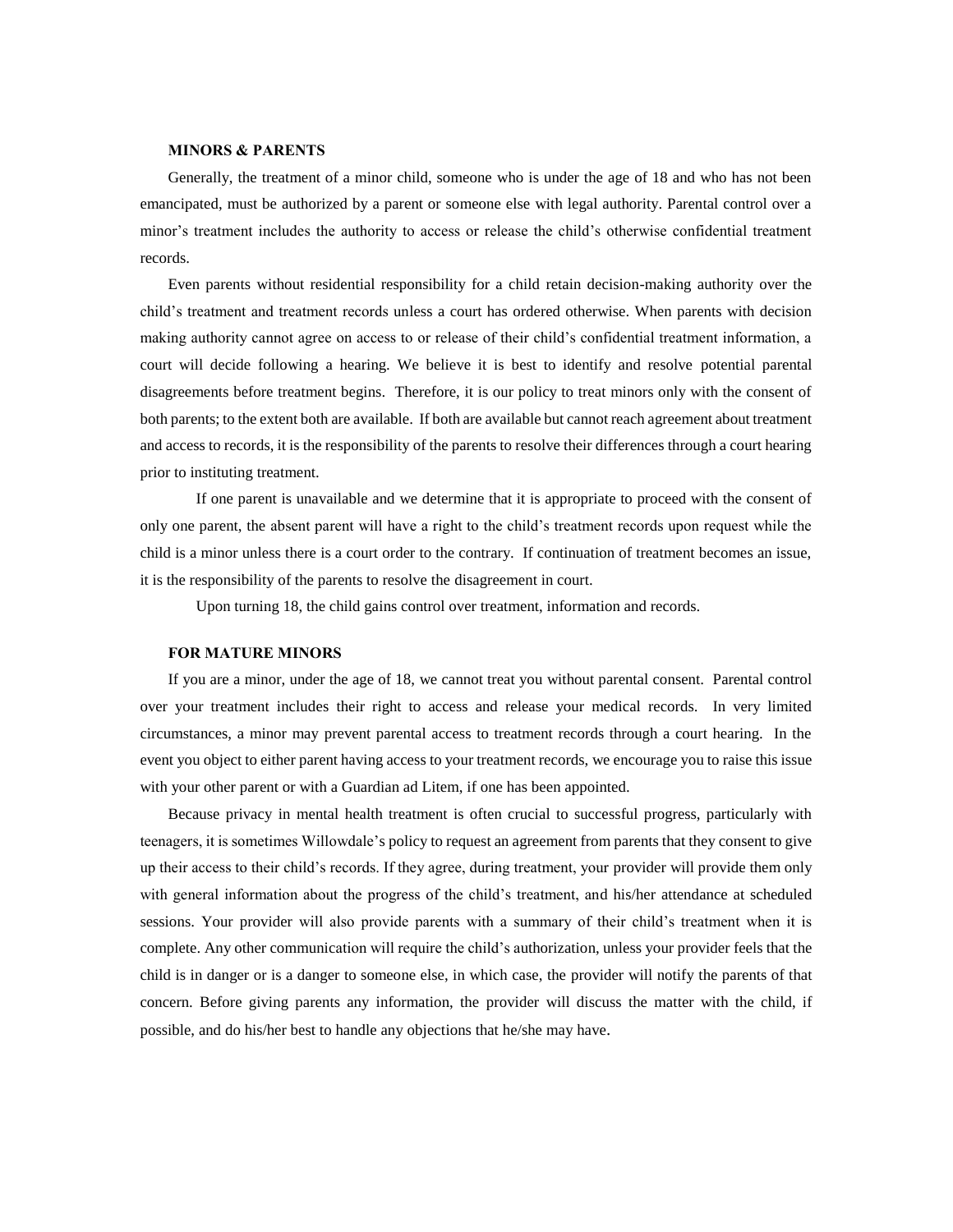**MINORS & PARENTS**

Generally, the treatment of a minor child, someone who is under the age of 18 and who has not been emancipated, must be authorized by a parent or someone else with legal authority. Parental control over a minor's treatment includes the authority to access or release the child's otherwise confidential treatment records.

Even parents without residential responsibility for a child retain decision-making authority over the child's treatment and treatment records unless a court has ordered otherwise. When parents with decision making authority cannot agree on access to or release of their child's confidential treatment information, a court will decide following a hearing. We believe it is best to identify and resolve potential parental disagreements before treatment begins. Therefore, it is our policy to treat minors only with the consent of both parents; to the extent both are available. If both are available but cannot reach agreement about treatment and access to records, it is the responsibility of the parents to resolve their differences through a court hearing prior to instituting treatment.

If one parent is unavailable and we determine that it is appropriate to proceed with the consent of only one parent, the absent parent will have a right to the child's treatment records upon request while the child is a minor unless there is a court order to the contrary. If continuation of treatment becomes an issue, it is the responsibility of the parents to resolve the disagreement in court.

Upon turning 18, the child gains control over treatment, information and records.

**FOR MATURE MINORS**

If you are a minor, under the age of 18, we cannot treat you without parental consent. Parental control over your treatment includes their right to access and release your medical records. In very limited circumstances, a minor may prevent parental access to treatment records through a court hearing. In the event you object to either parent having access to your treatment records, we encourage you to raise this issue with your other parent or with a Guardian ad Litem, if one has been appointed.

Because privacy in mental health treatment is often crucial to successful progress, particularly with teenagers, it is sometimes Willowdale's policy to request an agreement from parents that they consent to give up their access to their child's records. If they agree, during treatment, your provider will provide them only with general information about the progress of the child's treatment, and his/her attendance at scheduled sessions. Your provider will also provide parents with a summary of their child's treatment when it is complete. Any other communication will require the child's authorization, unless your provider feels that the child is in danger or is a danger to someone else, in which case, the provider will notify the parents of that concern. Before giving parents any information, the provider will discuss the matter with the child, if possible, and do his/her best to handle any objections that he/she may have.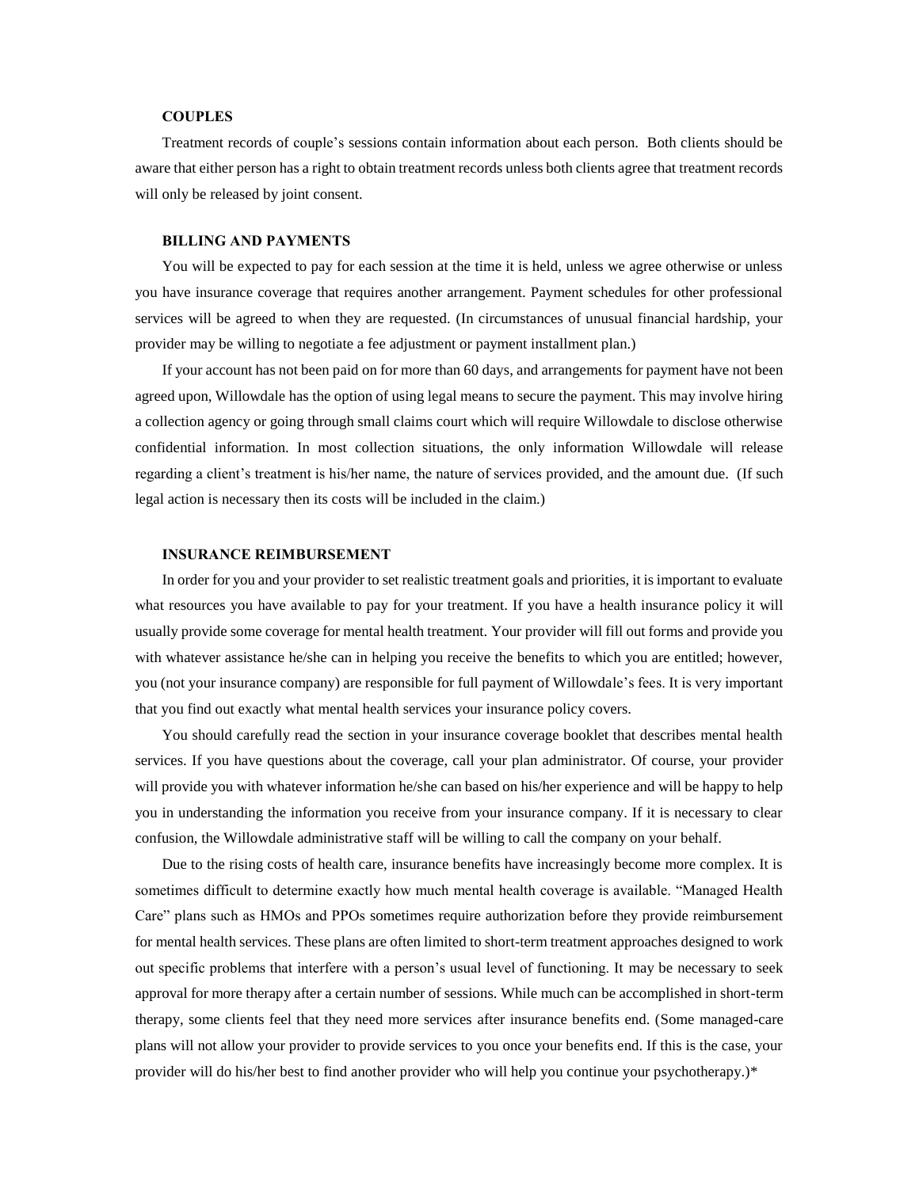### COUPLES

Treatment records of couple's sessions contain information about each person. Both clients should be aware that either person has a right to obtain treatment records unless both clients agree that treatment records will only be released by joint consent.

### BILLING AND PAYMENTS

You will be expected to pay for each session at the time it is held, unless we agree otherwise or unless you have insurance coverage that requires another arrangement. Payment schedules for other professional services will be agreed to when they are requested. (In circumstances of unusual financial hardship, your provider may be willing to negotiate a fee adjustment or payment installment plan.)

If your account has not been paid on for more than 60 days, and arrangements for payment have not been agreed upon, Willowdale has the option of using legal means to secure the payment. This may involve hiring a collection agency or going through small claims court which will require Willowdale to disclose otherwise confidential information. In most collection situations, the only information Willowdale will release regarding a client's treatment is his/her name, the nature of services provided, and the amount due. (If such legal action is necessary then its costs will be included in the claim.)

### INSURANCE REIMBURSEMENT

In order for you and your provider to set realistic treatment goals and priorities, it is important to evaluate what resources you have available to pay for your treatment. If you have a health insurance policy it will usually provide some coverage for mental health treatment. Your provider will fill out forms and provide you with whatever assistance he/she can in helping you receive the benefits to which you are entitled; however, you (not your insurance company) are responsible for full payment of Willowdale's fees. It is very important that you find out exactly what mental health services your insurance policy covers.

You should carefully read the section in your insurance coverage booklet that describes mental health services. If you have questions about the coverage, call your plan administrator. Of course, your provider will provide you with whatever information he/she can based on his/her experience and will be happy to help you in understanding the information you receive from your insurance company. If it is necessary to clear confusion, the Willowdale administrative staff will be willing to call the company on your behalf.

Due to the rising costs of health care, insurance benefits have increasingly become more complex. It is sometimes difficult to determine exactly how much mental health coverage is available. "Managed Health Care" plans such as HMOs and PPOs sometimes require authorization before they provide reimbursement for mental health services. These plans are often limited to short-term treatment approaches designed to work out specific problems that interfere with a person's usual level of functioning. It may be necessary to seek approval for more therapy after a certain number of sessions. While much can be accomplished in short-term therapy, some clients feel that they need more services after insurance benefits end. (Some managed-care plans will not allow your provider to provide services to you once your benefits end. If this is the case, your provider will do his/her best to find another provider who will help you continue your psychotherapy.)*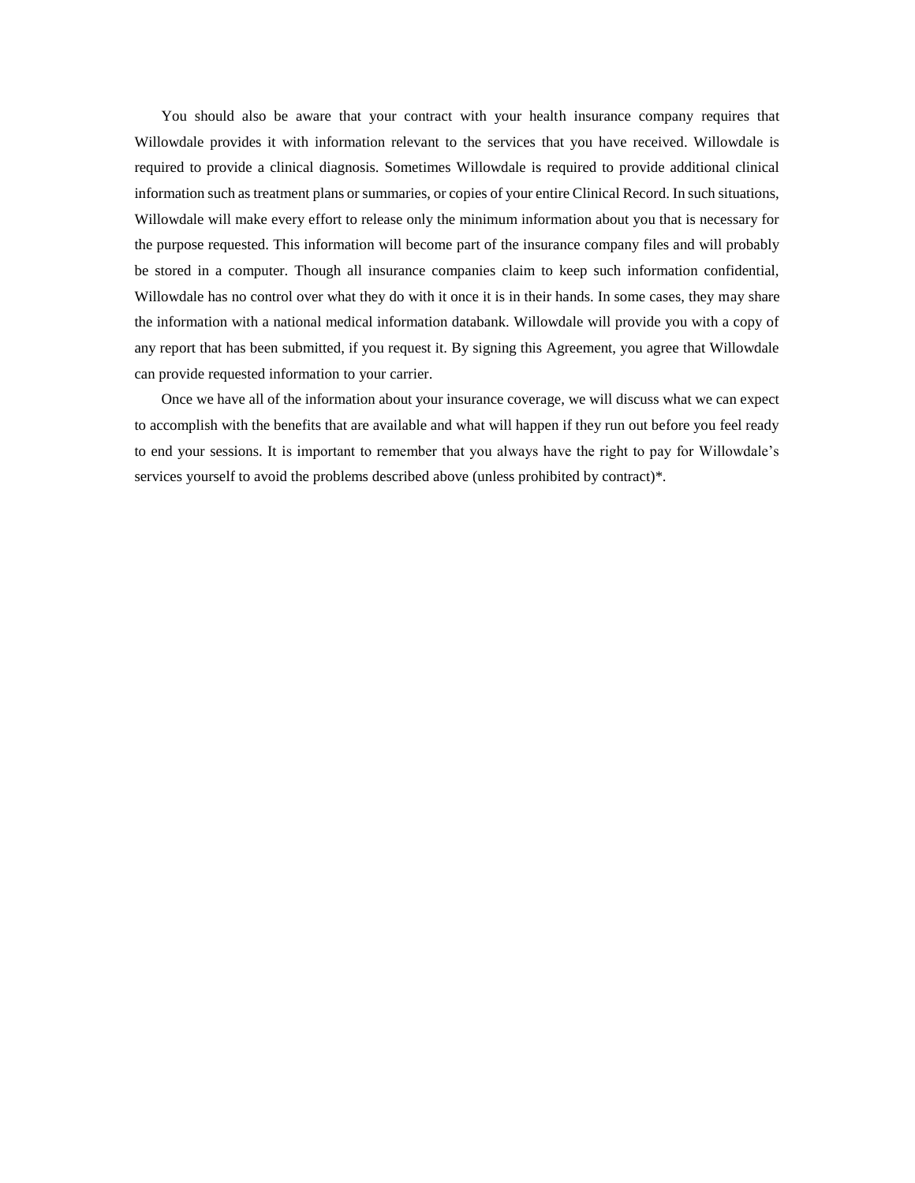You should also be aware that your contract with your health insurance company requires that Willowdale provides it with information relevant to the services that you have received. Willowdale is required to provide a clinical diagnosis. Sometimes Willowdale is required to provide additional clinical information such as treatment plans or summaries, or copies of your entire Clinical Record. In such situations, Willowdale will make every effort to release only the minimum information about you that is necessary for the purpose requested. This information will become part of the insurance company files and will probably be stored in a computer. Though all insurance companies claim to keep such information confidential, Willowdale has no control over what they do with it once it is in their hands. In some cases, they may share the information with a national medical information databank. Willowdale will provide you with a copy of any report that has been submitted, if you request it. By signing this Agreement, you agree that Willowdale can provide requested information to your carrier.

Once we have all of the information about your insurance coverage, we will discuss what we can expect to accomplish with the benefits that are available and what will happen if they run out before you feel ready to end your sessions. It is important to remember that you always have the right to pay for Willowdale's services yourself to avoid the problems described above (unless prohibited by contract)*.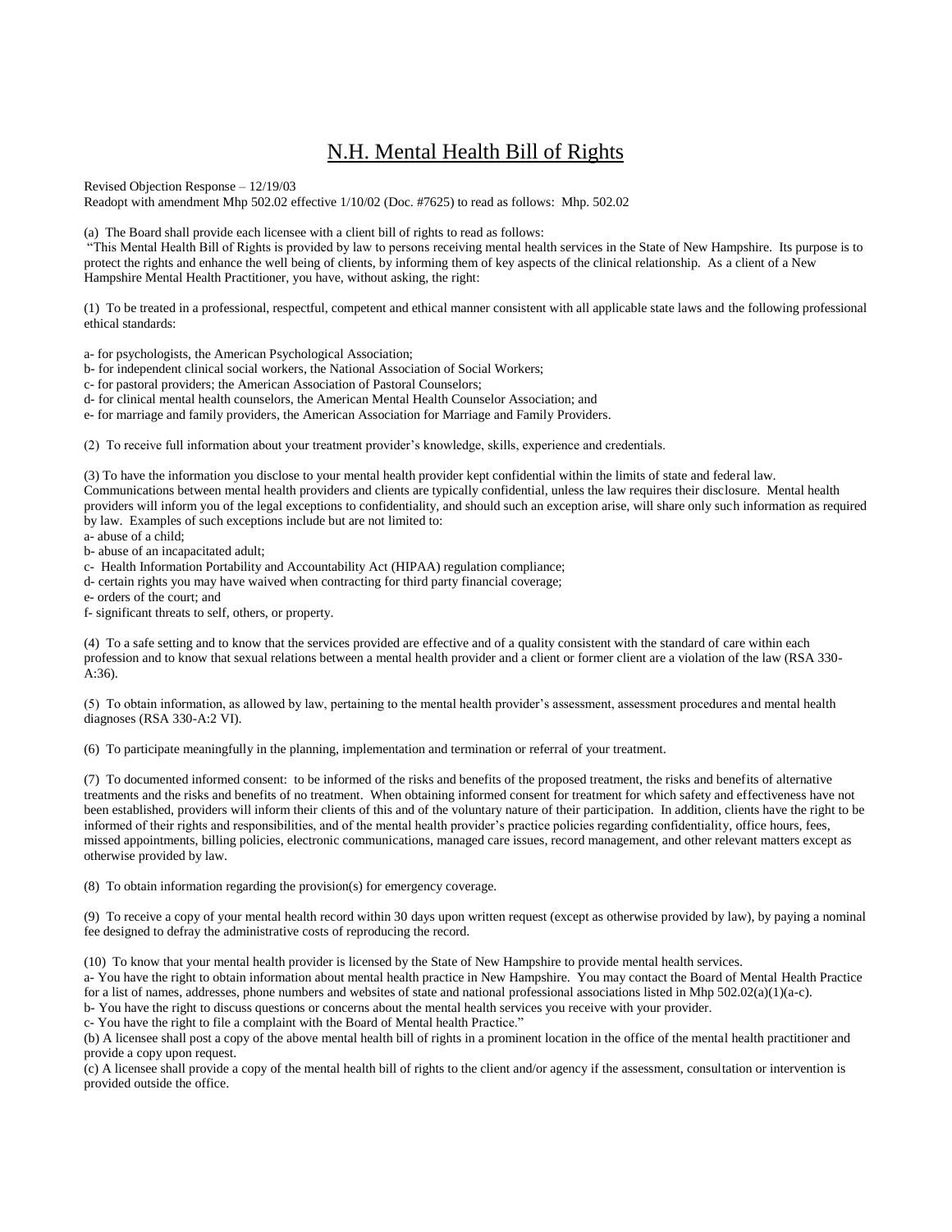# N.H. Mental Health Bill of Rights

Revised Objection Response – 12/19/03
Readopt with amendment Mhp 502.02 effective 1/10/02 (Doc. #7625) to read as follows: Mhp. 502.02

(a) The Board shall provide each licensee with a client bill of rights to read as follows:

"This Mental Health Bill of Rights is provided by law to persons receiving mental health services in the State of New Hampshire. Its purpose is to protect the rights and enhance the well being of clients, by informing them of key aspects of the clinical relationship. As a client of a New Hampshire Mental Health Practitioner, you have, without asking, the right:

(1) To be treated in a professional, respectful, competent and ethical manner consistent with all applicable state laws and the following professional ethical standards:

a- for psychologists, the American Psychological Association;
b- for independent clinical social workers, the National Association of Social Workers;
c- for pastoral providers; the American Association of Pastoral Counselors;
d- for clinical mental health counselors, the American Mental Health Counselor Association; and
e- for marriage and family providers, the American Association for Marriage and Family Providers.

(2) To receive full information about your treatment provider's knowledge, skills, experience and credentials.

(3) To have the information you disclose to your mental health provider kept confidential within the limits of state and federal law. Communications between mental health providers and clients are typically confidential, unless the law requires their disclosure. Mental health providers will inform you of the legal exceptions to confidentiality, and should such an exception arise, will share only such information as required by law. Examples of such exceptions include but are not limited to:
a- abuse of a child;
b- abuse of an incapacitated adult;
c- Health Information Portability and Accountability Act (HIPAA) regulation compliance;
d- certain rights you may have waived when contracting for third party financial coverage;
e- orders of the court; and
f- significant threats to self, others, or property.

(4) To a safe setting and to know that the services provided are effective and of a quality consistent with the standard of care within each profession and to know that sexual relations between a mental health provider and a client or former client are a violation of the law (RSA 330-A:36).

(5) To obtain information, as allowed by law, pertaining to the mental health provider's assessment, assessment procedures and mental health diagnoses (RSA 330-A:2 VI).

(6) To participate meaningfully in the planning, implementation and termination or referral of your treatment.

(7) To documented informed consent: to be informed of the risks and benefits of the proposed treatment, the risks and benefits of alternative treatments and the risks and benefits of no treatment. When obtaining informed consent for treatment for which safety and effectiveness have not been established, providers will inform their clients of this and of the voluntary nature of their participation. In addition, clients have the right to be informed of their rights and responsibilities, and of the mental health provider's practice policies regarding confidentiality, office hours, fees, missed appointments, billing policies, electronic communications, managed care issues, record management, and other relevant matters except as otherwise provided by law.

(8) To obtain information regarding the provision(s) for emergency coverage.

(9) To receive a copy of your mental health record within 30 days upon written request (except as otherwise provided by law), by paying a nominal fee designed to defray the administrative costs of reproducing the record.

(10) To know that your mental health provider is licensed by the State of New Hampshire to provide mental health services.
a- You have the right to obtain information about mental health practice in New Hampshire. You may contact the Board of Mental Health Practice for a list of names, addresses, phone numbers and websites of state and national professional associations listed in Mhp 502.02(a)(1)(a-c).
b- You have the right to discuss questions or concerns about the mental health services you receive with your provider.
c- You have the right to file a complaint with the Board of Mental health Practice."

(b) A licensee shall post a copy of the above mental health bill of rights in a prominent location in the office of the mental health practitioner and provide a copy upon request.

(c) A licensee shall provide a copy of the mental health bill of rights to the client and/or agency if the assessment, consultation or intervention is provided outside the office.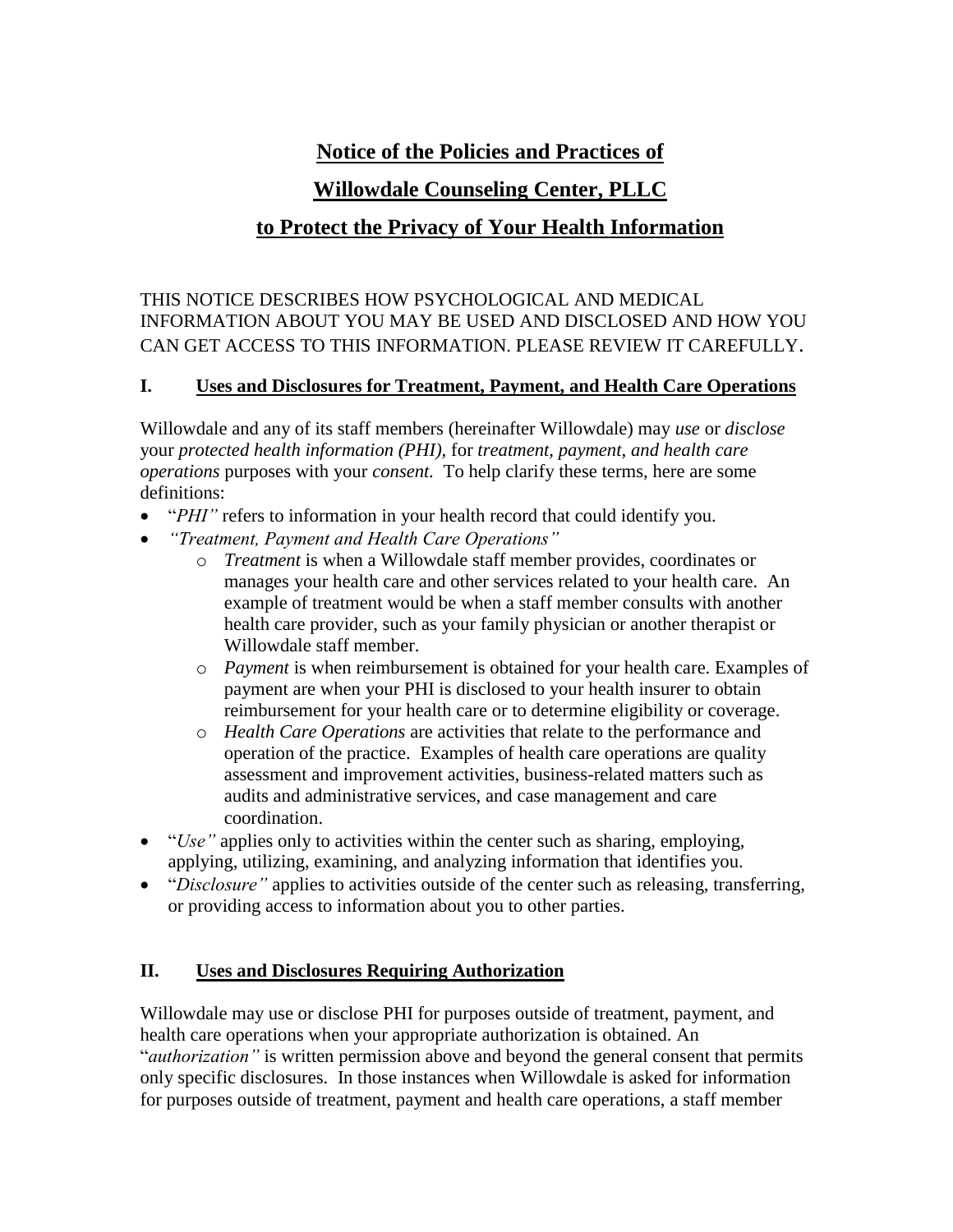# Notice of the Policies and Practices of

# Willowdale Counseling Center, PLLC

# to Protect the Privacy of Your Health Information

THIS NOTICE DESCRIBES HOW PSYCHOLOGICAL AND MEDICAL INFORMATION ABOUT YOU MAY BE USED AND DISCLOSED AND HOW YOU CAN GET ACCESS TO THIS INFORMATION. PLEASE REVIEW IT CAREFULLY.

## I. Uses and Disclosures for Treatment, Payment, and Health Care Operations

Willowdale and any of its staff members (hereinafter Willowdale) may *use* or *disclose* your *protected health information (PHI),* for *treatment, payment, and health care operations* purposes with your *consent.* To help clarify these terms, here are some definitions:

- "*PHI"* refers to information in your health record that could identify you.
- *"Treatment, Payment and Health Care Operations"*
  - *Treatment* is when a Willowdale staff member provides, coordinates or manages your health care and other services related to your health care. An example of treatment would be when a staff member consults with another health care provider, such as your family physician or another therapist or Willowdale staff member.
  - *Payment* is when reimbursement is obtained for your health care. Examples of payment are when your PHI is disclosed to your health insurer to obtain reimbursement for your health care or to determine eligibility or coverage.
  - *Health Care Operations* are activities that relate to the performance and operation of the practice. Examples of health care operations are quality assessment and improvement activities, business-related matters such as audits and administrative services, and case management and care coordination.
- "*Use"* applies only to activities within the center such as sharing, employing, applying, utilizing, examining, and analyzing information that identifies you.
- "*Disclosure"* applies to activities outside of the center such as releasing, transferring, or providing access to information about you to other parties.

## II. Uses and Disclosures Requiring Authorization

Willowdale may use or disclose PHI for purposes outside of treatment, payment, and health care operations when your appropriate authorization is obtained. An "*authorization"* is written permission above and beyond the general consent that permits only specific disclosures. In those instances when Willowdale is asked for information for purposes outside of treatment, payment and health care operations, a staff member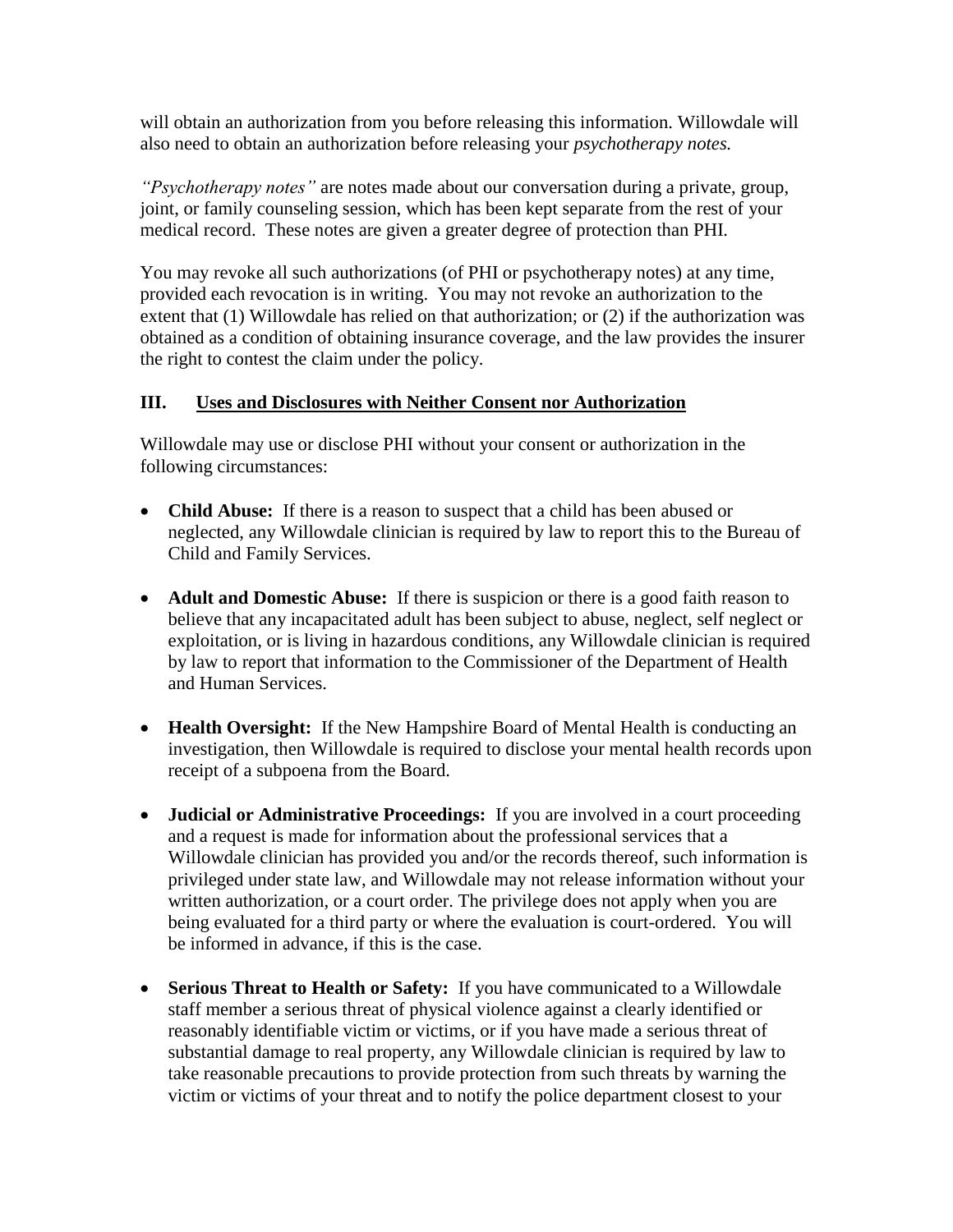will obtain an authorization from you before releasing this information. Willowdale will also need to obtain an authorization before releasing your *psychotherapy notes.*

*"Psychotherapy notes"* are notes made about our conversation during a private, group, joint, or family counseling session, which has been kept separate from the rest of your medical record. These notes are given a greater degree of protection than PHI.

You may revoke all such authorizations (of PHI or psychotherapy notes) at any time, provided each revocation is in writing. You may not revoke an authorization to the extent that (1) Willowdale has relied on that authorization; or (2) if the authorization was obtained as a condition of obtaining insurance coverage, and the law provides the insurer the right to contest the claim under the policy.

## III. Uses and Disclosures with Neither Consent nor Authorization

Willowdale may use or disclose PHI without your consent or authorization in the following circumstances:

- **Child Abuse:** If there is a reason to suspect that a child has been abused or neglected, any Willowdale clinician is required by law to report this to the Bureau of Child and Family Services.

- **Adult and Domestic Abuse:** If there is suspicion or there is a good faith reason to believe that any incapacitated adult has been subject to abuse, neglect, self neglect or exploitation, or is living in hazardous conditions, any Willowdale clinician is required by law to report that information to the Commissioner of the Department of Health and Human Services.

- **Health Oversight:** If the New Hampshire Board of Mental Health is conducting an investigation, then Willowdale is required to disclose your mental health records upon receipt of a subpoena from the Board.

- **Judicial or Administrative Proceedings:** If you are involved in a court proceeding and a request is made for information about the professional services that a Willowdale clinician has provided you and/or the records thereof, such information is privileged under state law, and Willowdale may not release information without your written authorization, or a court order. The privilege does not apply when you are being evaluated for a third party or where the evaluation is court-ordered. You will be informed in advance, if this is the case.

- **Serious Threat to Health or Safety:** If you have communicated to a Willowdale staff member a serious threat of physical violence against a clearly identified or reasonably identifiable victim or victims, or if you have made a serious threat of substantial damage to real property, any Willowdale clinician is required by law to take reasonable precautions to provide protection from such threats by warning the victim or victims of your threat and to notify the police department closest to your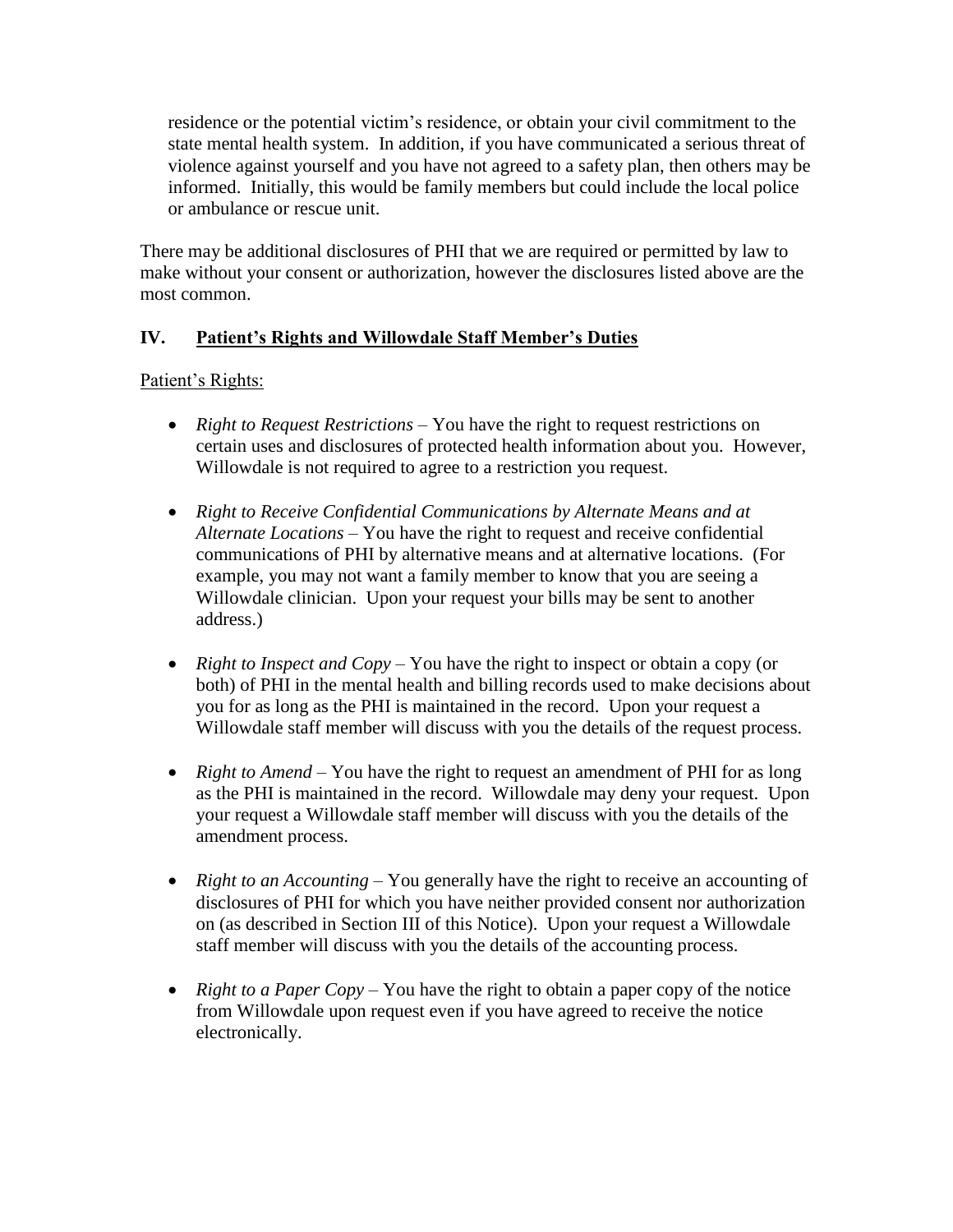residence or the potential victim's residence, or obtain your civil commitment to the state mental health system. In addition, if you have communicated a serious threat of violence against yourself and you have not agreed to a safety plan, then others may be informed. Initially, this would be family members but could include the local police or ambulance or rescue unit.

There may be additional disclosures of PHI that we are required or permitted by law to make without your consent or authorization, however the disclosures listed above are the most common.

## IV. Patient's Rights and Willowdale Staff Member's Duties

Patient's Rights:

- *Right to Request Restrictions* – You have the right to request restrictions on certain uses and disclosures of protected health information about you. However, Willowdale is not required to agree to a restriction you request.

- *Right to Receive Confidential Communications by Alternate Means and at Alternate Locations* – You have the right to request and receive confidential communications of PHI by alternative means and at alternative locations. (For example, you may not want a family member to know that you are seeing a Willowdale clinician. Upon your request your bills may be sent to another address.)

- *Right to Inspect and Copy* – You have the right to inspect or obtain a copy (or both) of PHI in the mental health and billing records used to make decisions about you for as long as the PHI is maintained in the record. Upon your request a Willowdale staff member will discuss with you the details of the request process.

- *Right to Amend* – You have the right to request an amendment of PHI for as long as the PHI is maintained in the record. Willowdale may deny your request. Upon your request a Willowdale staff member will discuss with you the details of the amendment process.

- *Right to an Accounting* – You generally have the right to receive an accounting of disclosures of PHI for which you have neither provided consent nor authorization on (as described in Section III of this Notice). Upon your request a Willowdale staff member will discuss with you the details of the accounting process.

- *Right to a Paper Copy* – You have the right to obtain a paper copy of the notice from Willowdale upon request even if you have agreed to receive the notice electronically.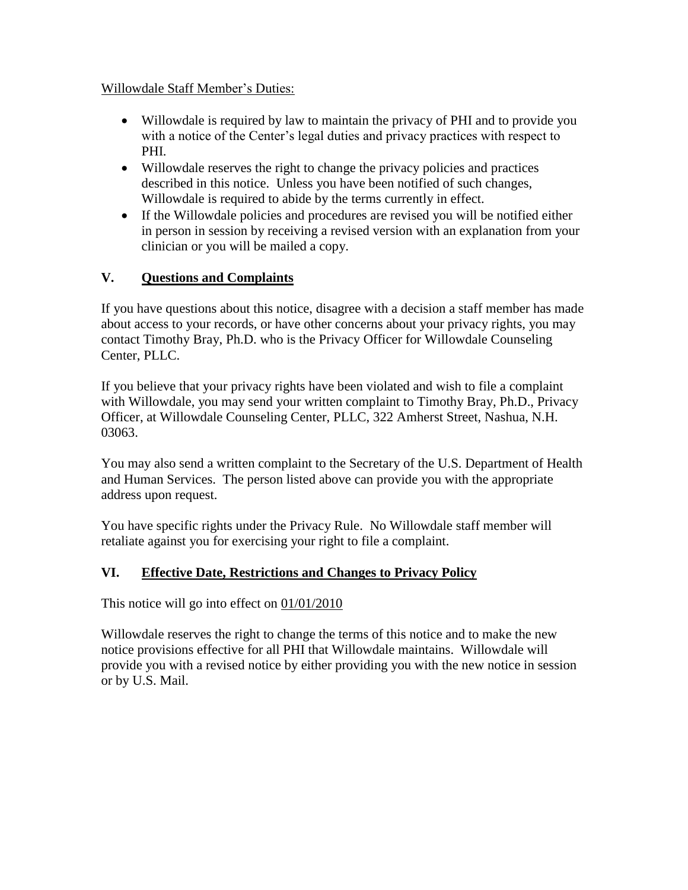Willowdale Staff Member's Duties:

- Willowdale is required by law to maintain the privacy of PHI and to provide you with a notice of the Center's legal duties and privacy practices with respect to PHI.
- Willowdale reserves the right to change the privacy policies and practices described in this notice. Unless you have been notified of such changes, Willowdale is required to abide by the terms currently in effect.
- If the Willowdale policies and procedures are revised you will be notified either in person in session by receiving a revised version with an explanation from your clinician or you will be mailed a copy.

## V. Questions and Complaints

If you have questions about this notice, disagree with a decision a staff member has made about access to your records, or have other concerns about your privacy rights, you may contact Timothy Bray, Ph.D. who is the Privacy Officer for Willowdale Counseling Center, PLLC.

If you believe that your privacy rights have been violated and wish to file a complaint with Willowdale, you may send your written complaint to Timothy Bray, Ph.D., Privacy Officer, at Willowdale Counseling Center, PLLC, 322 Amherst Street, Nashua, N.H. 03063.

You may also send a written complaint to the Secretary of the U.S. Department of Health and Human Services. The person listed above can provide you with the appropriate address upon request.

You have specific rights under the Privacy Rule. No Willowdale staff member will retaliate against you for exercising your right to file a complaint.

## VI. Effective Date, Restrictions and Changes to Privacy Policy

This notice will go into effect on 01/01/2010

Willowdale reserves the right to change the terms of this notice and to make the new notice provisions effective for all PHI that Willowdale maintains. Willowdale will provide you with a revised notice by either providing you with the new notice in session or by U.S. Mail.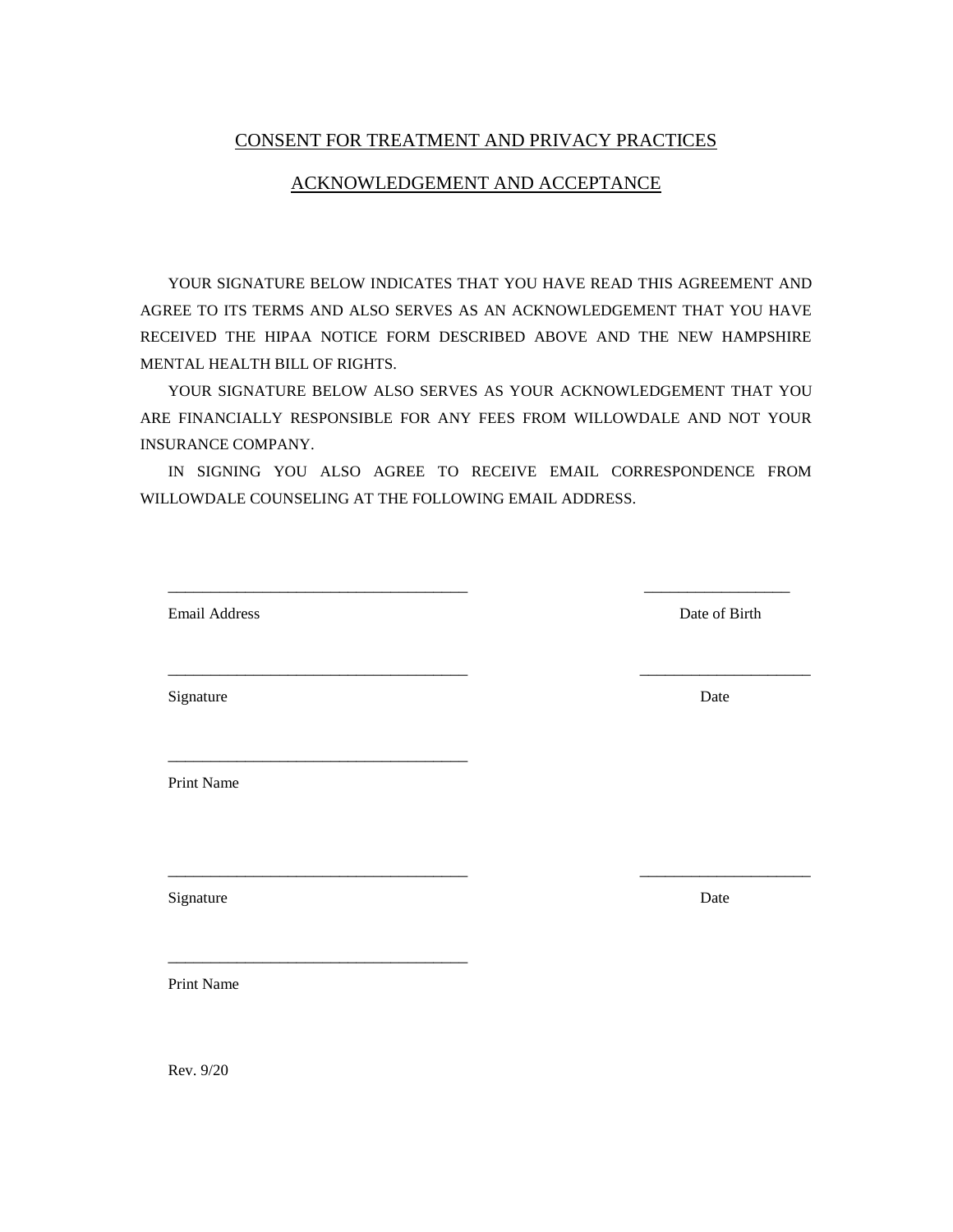## CONSENT FOR TREATMENT AND PRIVACY PRACTICES

## ACKNOWLEDGEMENT AND ACCEPTANCE

YOUR SIGNATURE BELOW INDICATES THAT YOU HAVE READ THIS AGREEMENT AND AGREE TO ITS TERMS AND ALSO SERVES AS AN ACKNOWLEDGEMENT THAT YOU HAVE RECEIVED THE HIPAA NOTICE FORM DESCRIBED ABOVE AND THE NEW HAMPSHIRE MENTAL HEALTH BILL OF RIGHTS.

YOUR SIGNATURE BELOW ALSO SERVES AS YOUR ACKNOWLEDGEMENT THAT YOU ARE FINANCIALLY RESPONSIBLE FOR ANY FEES FROM WILLOWDALE AND NOT YOUR INSURANCE COMPANY.

IN SIGNING YOU ALSO AGREE TO RECEIVE EMAIL CORRESPONDENCE FROM WILLOWDALE COUNSELING AT THE FOLLOWING EMAIL ADDRESS.

______________________________________ __________________

Email Address Date of Birth

______________________________________ ______________________

Signature Date

______________________________________

Print Name

______________________________________ ______________________

Signature Date

______________________________________

Print Name

Rev. 9/20